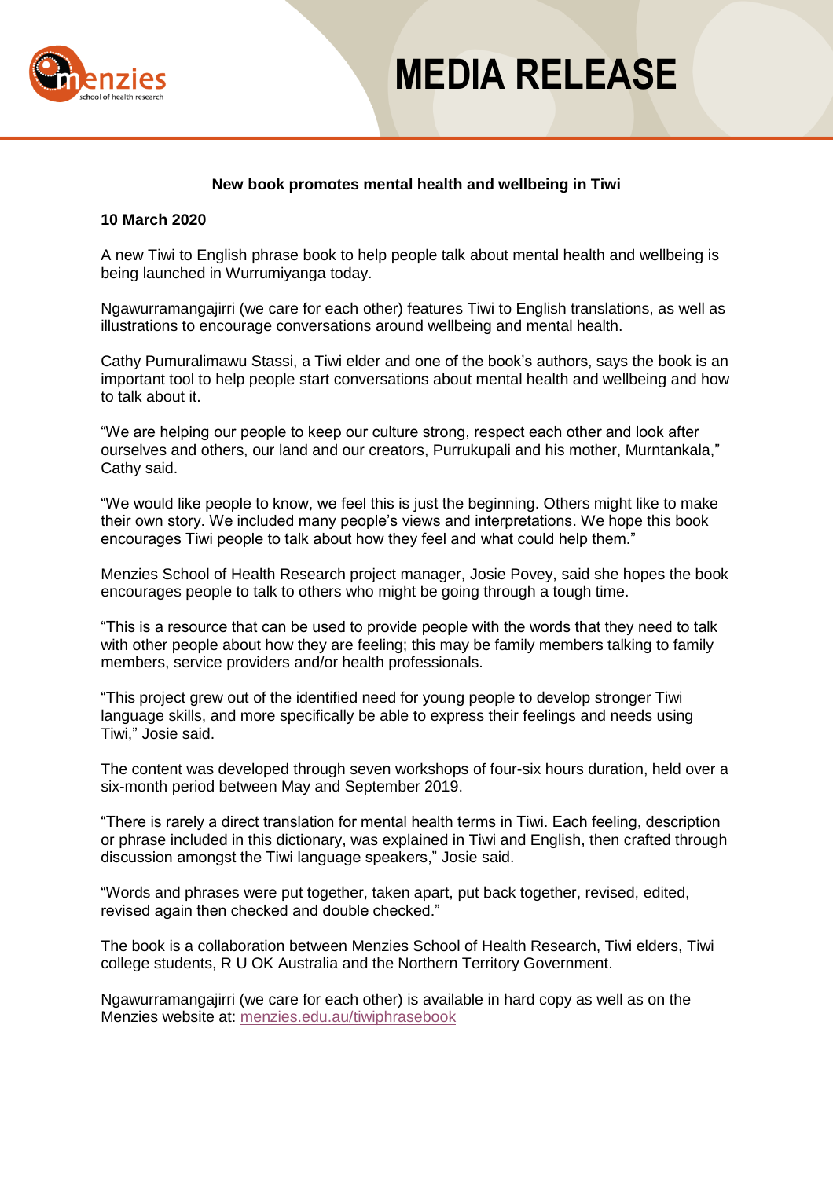# MEDIA RELEASE

**New book promotes mental health and wellbeing in Tiwi**

**10 March 2020**

A new Tiwi to English phrase book to help people talk about mental health and wellbeing is being launched in Wurrumiyanga today.

Ngawurramangajirri (we care for each other) features Tiwi to English translations, as well as illustrations to encourage conversations around wellbeing and mental health.

Cathy Pumuralimawu Stassi, a Tiwi elder and one of the book's authors, says the book is an important tool to help people start conversations about mental health and wellbeing and how to talk about it.

"We are helping our people to keep our culture strong, respect each other and look after ourselves and others, our land and our creators, Purrukupali and his mother, Murntankala," Cathy said.

"We would like people to know, we feel this is just the beginning. Others might like to make their own story. We included many people's views and interpretations. We hope this book encourages Tiwi people to talk about how they feel and what could help them."

Menzies School of Health Research project manager, Josie Povey, said she hopes the book encourages people to talk to others who might be going through a tough time.

"This is a resource that can be used to provide people with the words that they need to talk with other people about how they are feeling; this may be family members talking to family members, service providers and/or health professionals.

"This project grew out of the identified need for young people to develop stronger Tiwi language skills, and more specifically be able to express their feelings and needs using Tiwi," Josie said.

The content was developed through seven workshops of four-six hours duration, held over a six-month period between May and September 2019.

"There is rarely a direct translation for mental health terms in Tiwi. Each feeling, description or phrase included in this dictionary, was explained in Tiwi and English, then crafted through discussion amongst the Tiwi language speakers," Josie said.

"Words and phrases were put together, taken apart, put back together, revised, edited, revised again then checked and double checked."

The book is a collaboration between Menzies School of Health Research, Tiwi elders, Tiwi college students, R U OK Australia and the Northern Territory Government.

Ngawurramangajirri (we care for each other) is available in hard copy as well as on the Menzies website at: menzies.edu.au/tiwiphrasebook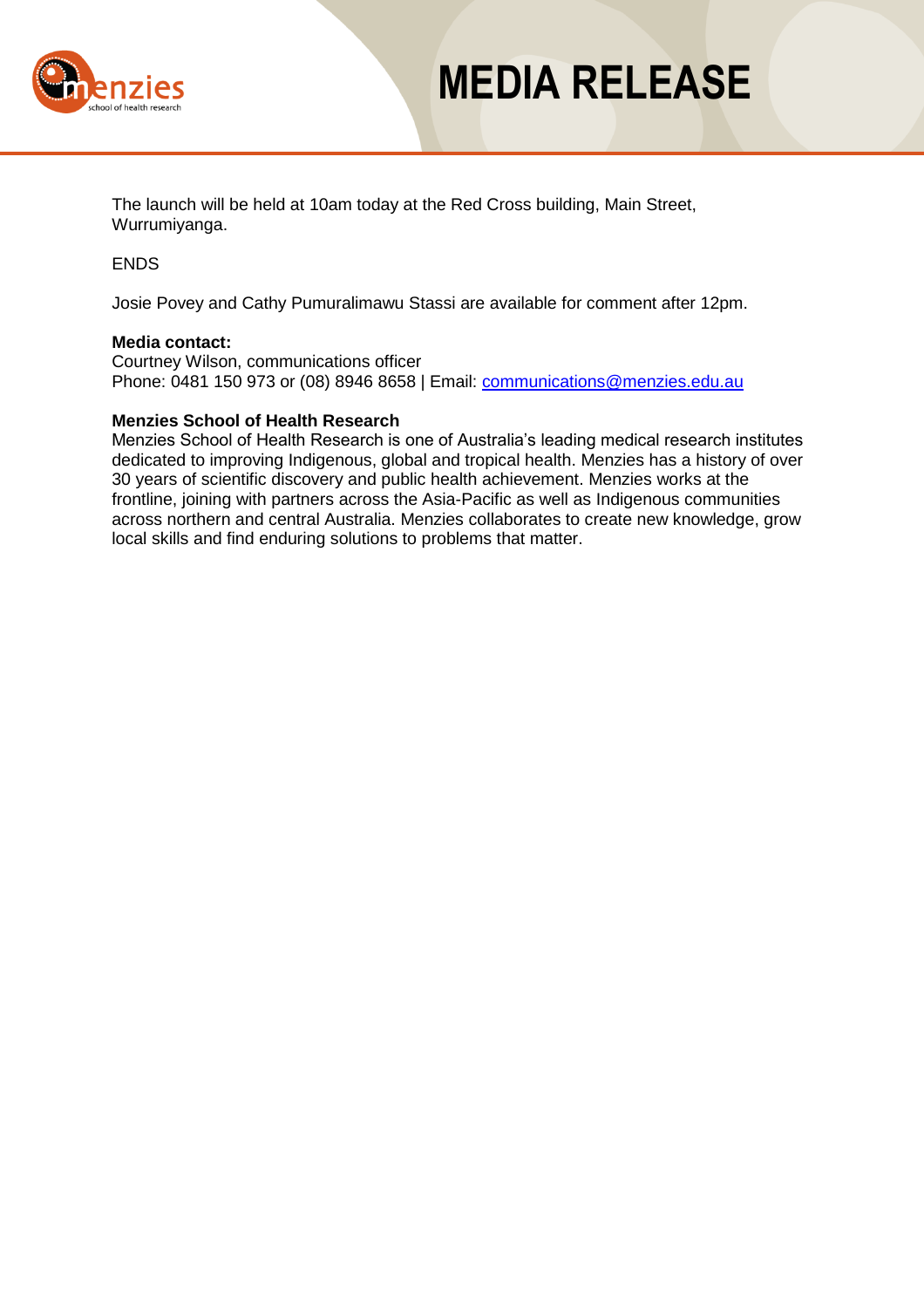The launch will be held at 10am today at the Red Cross building, Main Street, Wurrumiyanga.

ENDS

Josie Povey and Cathy Pumuralimawu Stassi are available for comment after 12pm.

**Media contact:**
Courtney Wilson, communications officer
Phone: 0481 150 973 or (08) 8946 8658 | Email: communications@menzies.edu.au

**Menzies School of Health Research**
Menzies School of Health Research is one of Australia's leading medical research institutes dedicated to improving Indigenous, global and tropical health. Menzies has a history of over 30 years of scientific discovery and public health achievement. Menzies works at the frontline, joining with partners across the Asia-Pacific as well as Indigenous communities across northern and central Australia. Menzies collaborates to create new knowledge, grow local skills and find enduring solutions to problems that matter.